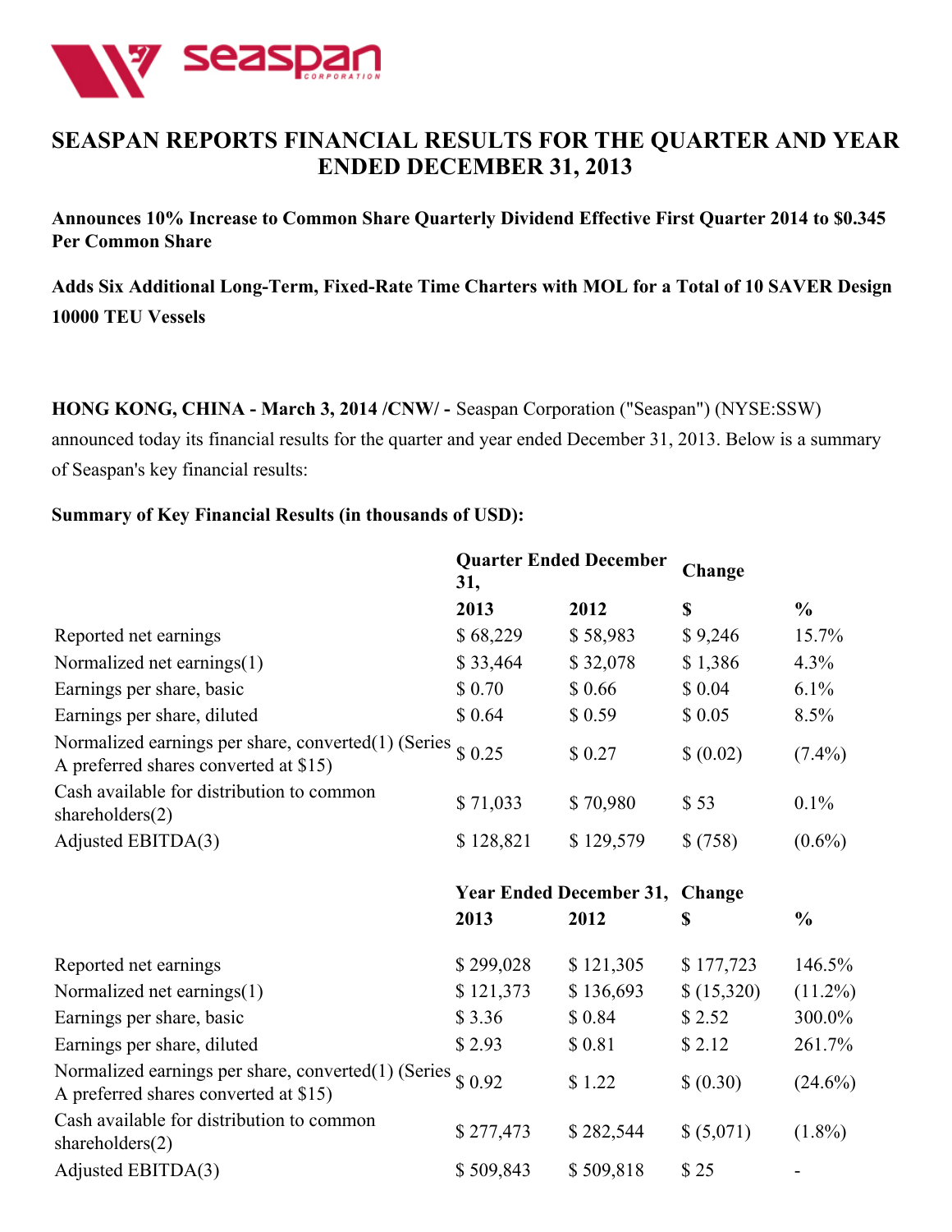# SEASPAN REPORTS FINANCIAL RESULTS FOR THE QUARTER AND YEAR ENDED DECEMBER 31, 2013

**Announces 10% Increase to Common Share Quarterly Dividend Effective First Quarter 2014 to $0.345 Per Common Share**

**Adds Six Additional Long-Term, Fixed-Rate Time Charters with MOL for a Total of 10 SAVER Design 10000 TEU Vessels**

**HONG KONG, CHINA - March 3, 2014 /CNW/ -** Seaspan Corporation ("Seaspan") (NYSE:SSW) announced today its financial results for the quarter and year ended December 31, 2013. Below is a summary of Seaspan's key financial results:

**Summary of Key Financial Results (in thousands of USD):**

| | Quarter Ended December 31, | | Change | |
|---|---|---|---|---|
| | **2013** | **2012** | **$** | **%** |
| Reported net earnings | $ 68,229 | $ 58,983 | $ 9,246 | 15.7% |
| Normalized net earnings(1) | $ 33,464 | $ 32,078 | $ 1,386 | 4.3% |
| Earnings per share, basic | $ 0.70 | $ 0.66 | $ 0.04 | 6.1% |
| Earnings per share, diluted | $ 0.64 | $ 0.59 | $ 0.05 | 8.5% |
| Normalized earnings per share, converted(1) (Series A preferred shares converted at $15) | $ 0.25 | $ 0.27 | $ (0.02) | (7.4%) |
| Cash available for distribution to common shareholders(2) | $ 71,033 | $ 70,980 | $ 53 | 0.1% |
| Adjusted EBITDA(3) | $ 128,821 | $ 129,579 | $ (758) | (0.6%) |

| | Year Ended December 31, | | Change | |
|---|---|---|---|---|
| | **2013** | **2012** | **$** | **%** |
| Reported net earnings | $ 299,028 | $ 121,305 | $ 177,723 | 146.5% |
| Normalized net earnings(1) | $ 121,373 | $ 136,693 | $ (15,320) | (11.2%) |
| Earnings per share, basic | $ 3.36 | $ 0.84 | $ 2.52 | 300.0% |
| Earnings per share, diluted | $ 2.93 | $ 0.81 | $ 2.12 | 261.7% |
| Normalized earnings per share, converted(1) (Series A preferred shares converted at $15) | $ 0.92 | $ 1.22 | $ (0.30) | (24.6%) |
| Cash available for distribution to common shareholders(2) | $ 277,473 | $ 282,544 | $ (5,071) | (1.8%) |
| Adjusted EBITDA(3) | $ 509,843 | $ 509,818 | $ 25 | - |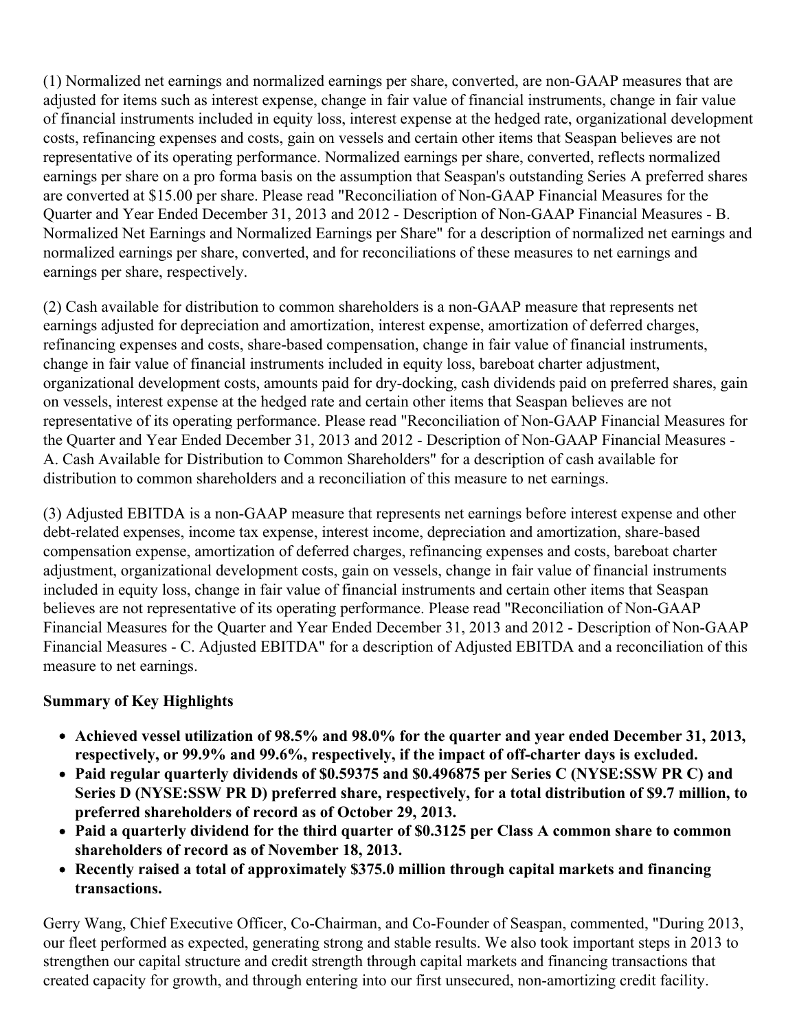(1) Normalized net earnings and normalized earnings per share, converted, are non-GAAP measures that are adjusted for items such as interest expense, change in fair value of financial instruments, change in fair value of financial instruments included in equity loss, interest expense at the hedged rate, organizational development costs, refinancing expenses and costs, gain on vessels and certain other items that Seaspan believes are not representative of its operating performance. Normalized earnings per share, converted, reflects normalized earnings per share on a pro forma basis on the assumption that Seaspan's outstanding Series A preferred shares are converted at $15.00 per share. Please read "Reconciliation of Non-GAAP Financial Measures for the Quarter and Year Ended December 31, 2013 and 2012 - Description of Non-GAAP Financial Measures - B. Normalized Net Earnings and Normalized Earnings per Share" for a description of normalized net earnings and normalized earnings per share, converted, and for reconciliations of these measures to net earnings and earnings per share, respectively.

(2) Cash available for distribution to common shareholders is a non-GAAP measure that represents net earnings adjusted for depreciation and amortization, interest expense, amortization of deferred charges, refinancing expenses and costs, share-based compensation, change in fair value of financial instruments, change in fair value of financial instruments included in equity loss, bareboat charter adjustment, organizational development costs, amounts paid for dry-docking, cash dividends paid on preferred shares, gain on vessels, interest expense at the hedged rate and certain other items that Seaspan believes are not representative of its operating performance. Please read "Reconciliation of Non-GAAP Financial Measures for the Quarter and Year Ended December 31, 2013 and 2012 - Description of Non-GAAP Financial Measures - A. Cash Available for Distribution to Common Shareholders" for a description of cash available for distribution to common shareholders and a reconciliation of this measure to net earnings.

(3) Adjusted EBITDA is a non-GAAP measure that represents net earnings before interest expense and other debt-related expenses, income tax expense, interest income, depreciation and amortization, share-based compensation expense, amortization of deferred charges, refinancing expenses and costs, bareboat charter adjustment, organizational development costs, gain on vessels, change in fair value of financial instruments included in equity loss, change in fair value of financial instruments and certain other items that Seaspan believes are not representative of its operating performance. Please read "Reconciliation of Non-GAAP Financial Measures for the Quarter and Year Ended December 31, 2013 and 2012 - Description of Non-GAAP Financial Measures - C. Adjusted EBITDA" for a description of Adjusted EBITDA and a reconciliation of this measure to net earnings.

**Summary of Key Highlights**

- **Achieved vessel utilization of 98.5% and 98.0% for the quarter and year ended December 31, 2013, respectively, or 99.9% and 99.6%, respectively, if the impact of off-charter days is excluded.**
- **Paid regular quarterly dividends of $0.59375 and $0.496875 per Series C (NYSE:SSW PR C) and Series D (NYSE:SSW PR D) preferred share, respectively, for a total distribution of $9.7 million, to preferred shareholders of record as of October 29, 2013.**
- **Paid a quarterly dividend for the third quarter of $0.3125 per Class A common share to common shareholders of record as of November 18, 2013.**
- **Recently raised a total of approximately $375.0 million through capital markets and financing transactions.**

Gerry Wang, Chief Executive Officer, Co-Chairman, and Co-Founder of Seaspan, commented, "During 2013, our fleet performed as expected, generating strong and stable results. We also took important steps in 2013 to strengthen our capital structure and credit strength through capital markets and financing transactions that created capacity for growth, and through entering into our first unsecured, non-amortizing credit facility.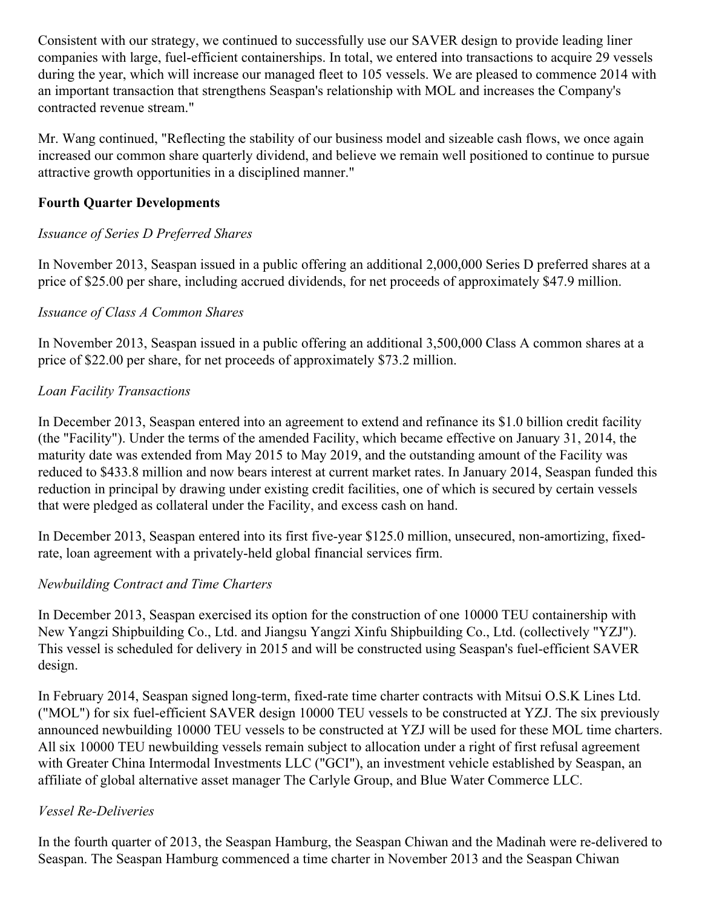Consistent with our strategy, we continued to successfully use our SAVER design to provide leading liner companies with large, fuel-efficient containerships. In total, we entered into transactions to acquire 29 vessels during the year, which will increase our managed fleet to 105 vessels. We are pleased to commence 2014 with an important transaction that strengthens Seaspan's relationship with MOL and increases the Company's contracted revenue stream."

Mr. Wang continued, "Reflecting the stability of our business model and sizeable cash flows, we once again increased our common share quarterly dividend, and believe we remain well positioned to continue to pursue attractive growth opportunities in a disciplined manner."

**Fourth Quarter Developments**

*Issuance of Series D Preferred Shares*

In November 2013, Seaspan issued in a public offering an additional 2,000,000 Series D preferred shares at a price of $25.00 per share, including accrued dividends, for net proceeds of approximately $47.9 million.

*Issuance of Class A Common Shares*

In November 2013, Seaspan issued in a public offering an additional 3,500,000 Class A common shares at a price of $22.00 per share, for net proceeds of approximately $73.2 million.

*Loan Facility Transactions*

In December 2013, Seaspan entered into an agreement to extend and refinance its $1.0 billion credit facility (the "Facility"). Under the terms of the amended Facility, which became effective on January 31, 2014, the maturity date was extended from May 2015 to May 2019, and the outstanding amount of the Facility was reduced to $433.8 million and now bears interest at current market rates. In January 2014, Seaspan funded this reduction in principal by drawing under existing credit facilities, one of which is secured by certain vessels that were pledged as collateral under the Facility, and excess cash on hand.

In December 2013, Seaspan entered into its first five-year $125.0 million, unsecured, non-amortizing, fixed-rate, loan agreement with a privately-held global financial services firm.

*Newbuilding Contract and Time Charters*

In December 2013, Seaspan exercised its option for the construction of one 10000 TEU containership with New Yangzi Shipbuilding Co., Ltd. and Jiangsu Yangzi Xinfu Shipbuilding Co., Ltd. (collectively "YZJ"). This vessel is scheduled for delivery in 2015 and will be constructed using Seaspan's fuel-efficient SAVER design.

In February 2014, Seaspan signed long-term, fixed-rate time charter contracts with Mitsui O.S.K Lines Ltd. ("MOL") for six fuel-efficient SAVER design 10000 TEU vessels to be constructed at YZJ. The six previously announced newbuilding 10000 TEU vessels to be constructed at YZJ will be used for these MOL time charters. All six 10000 TEU newbuilding vessels remain subject to allocation under a right of first refusal agreement with Greater China Intermodal Investments LLC ("GCI"), an investment vehicle established by Seaspan, an affiliate of global alternative asset manager The Carlyle Group, and Blue Water Commerce LLC.

*Vessel Re-Deliveries*

In the fourth quarter of 2013, the Seaspan Hamburg, the Seaspan Chiwan and the Madinah were re-delivered to Seaspan. The Seaspan Hamburg commenced a time charter in November 2013 and the Seaspan Chiwan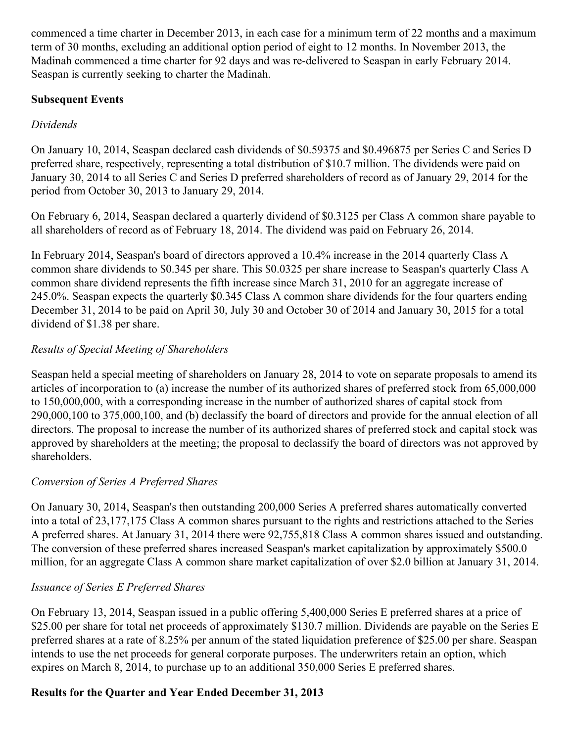commenced a time charter in December 2013, in each case for a minimum term of 22 months and a maximum term of 30 months, excluding an additional option period of eight to 12 months. In November 2013, the Madinah commenced a time charter for 92 days and was re-delivered to Seaspan in early February 2014. Seaspan is currently seeking to charter the Madinah.

**Subsequent Events**

*Dividends*

On January 10, 2014, Seaspan declared cash dividends of $0.59375 and $0.496875 per Series C and Series D preferred share, respectively, representing a total distribution of $10.7 million. The dividends were paid on January 30, 2014 to all Series C and Series D preferred shareholders of record as of January 29, 2014 for the period from October 30, 2013 to January 29, 2014.

On February 6, 2014, Seaspan declared a quarterly dividend of $0.3125 per Class A common share payable to all shareholders of record as of February 18, 2014. The dividend was paid on February 26, 2014.

In February 2014, Seaspan's board of directors approved a 10.4% increase in the 2014 quarterly Class A common share dividends to $0.345 per share. This $0.0325 per share increase to Seaspan's quarterly Class A common share dividend represents the fifth increase since March 31, 2010 for an aggregate increase of 245.0%. Seaspan expects the quarterly $0.345 Class A common share dividends for the four quarters ending December 31, 2014 to be paid on April 30, July 30 and October 30 of 2014 and January 30, 2015 for a total dividend of $1.38 per share.

*Results of Special Meeting of Shareholders*

Seaspan held a special meeting of shareholders on January 28, 2014 to vote on separate proposals to amend its articles of incorporation to (a) increase the number of its authorized shares of preferred stock from 65,000,000 to 150,000,000, with a corresponding increase in the number of authorized shares of capital stock from 290,000,100 to 375,000,100, and (b) declassify the board of directors and provide for the annual election of all directors. The proposal to increase the number of its authorized shares of preferred stock and capital stock was approved by shareholders at the meeting; the proposal to declassify the board of directors was not approved by shareholders.

*Conversion of Series A Preferred Shares*

On January 30, 2014, Seaspan's then outstanding 200,000 Series A preferred shares automatically converted into a total of 23,177,175 Class A common shares pursuant to the rights and restrictions attached to the Series A preferred shares. At January 31, 2014 there were 92,755,818 Class A common shares issued and outstanding. The conversion of these preferred shares increased Seaspan's market capitalization by approximately $500.0 million, for an aggregate Class A common share market capitalization of over $2.0 billion at January 31, 2014.

*Issuance of Series E Preferred Shares*

On February 13, 2014, Seaspan issued in a public offering 5,400,000 Series E preferred shares at a price of $25.00 per share for total net proceeds of approximately $130.7 million. Dividends are payable on the Series E preferred shares at a rate of 8.25% per annum of the stated liquidation preference of $25.00 per share. Seaspan intends to use the net proceeds for general corporate purposes. The underwriters retain an option, which expires on March 8, 2014, to purchase up to an additional 350,000 Series E preferred shares.

**Results for the Quarter and Year Ended December 31, 2013**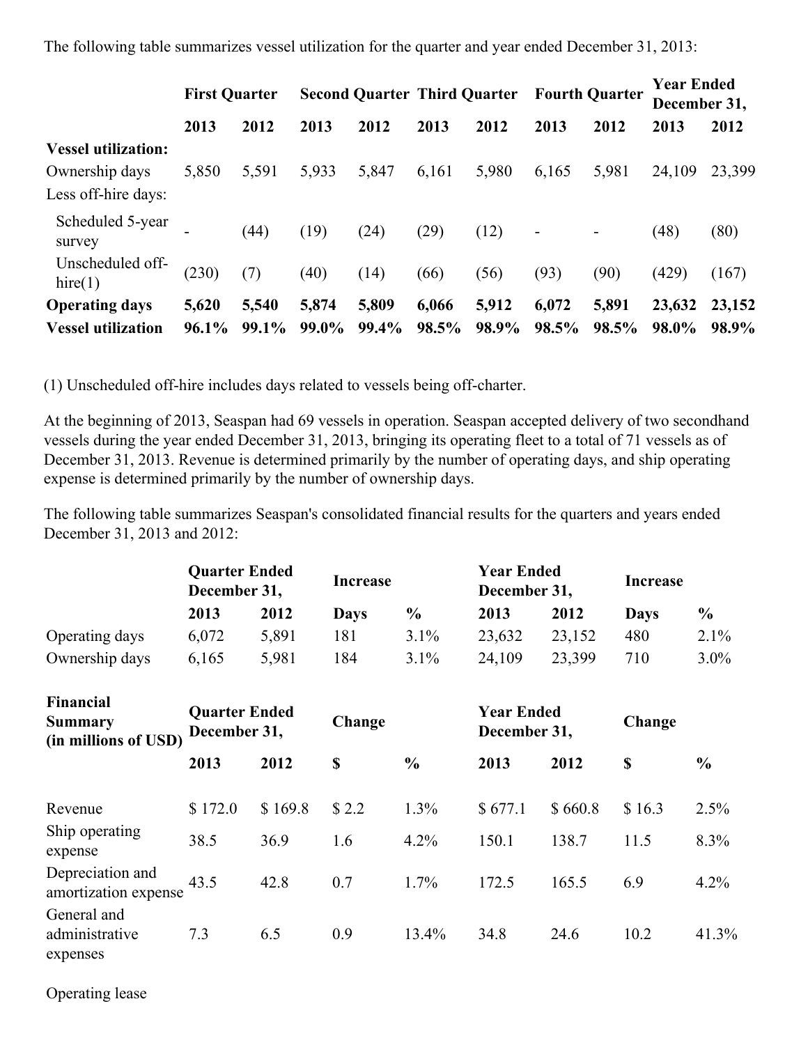The following table summarizes vessel utilization for the quarter and year ended December 31, 2013:

| | First Quarter | | Second Quarter | | Third Quarter | | Fourth Quarter | | Year Ended December 31, | |
|---|---|---|---|---|---|---|---|---|---|---|
| | 2013 | 2012 | 2013 | 2012 | 2013 | 2012 | 2013 | 2012 | 2013 | 2012 |
| **Vessel utilization:** | | | | | | | | | | |
| Ownership days | 5,850 | 5,591 | 5,933 | 5,847 | 6,161 | 5,980 | 6,165 | 5,981 | 24,109 | 23,399 |
| Less off-hire days: | | | | | | | | | | |
| Scheduled 5-year survey | - | (44) | (19) | (24) | (29) | (12) | - | - | (48) | (80) |
| Unscheduled off-hire(1) | (230) | (7) | (40) | (14) | (66) | (56) | (93) | (90) | (429) | (167) |
| **Operating days** | **5,620** | **5,540** | **5,874** | **5,809** | **6,066** | **5,912** | **6,072** | **5,891** | **23,632** | **23,152** |
| **Vessel utilization** | **96.1%** | **99.1%** | **99.0%** | **99.4%** | **98.5%** | **98.9%** | **98.5%** | **98.5%** | **98.0%** | **98.9%** |

(1) Unscheduled off-hire includes days related to vessels being off-charter.

At the beginning of 2013, Seaspan had 69 vessels in operation. Seaspan accepted delivery of two secondhand vessels during the year ended December 31, 2013, bringing its operating fleet to a total of 71 vessels as of December 31, 2013. Revenue is determined primarily by the number of operating days, and ship operating expense is determined primarily by the number of ownership days.

The following table summarizes Seaspan's consolidated financial results for the quarters and years ended December 31, 2013 and 2012:

| | Quarter Ended December 31, | | Increase | | Year Ended December 31, | | Increase | |
|---|---|---|---|---|---|---|---|---|
| | 2013 | 2012 | Days | % | 2013 | 2012 | Days | % |
| Operating days | 6,072 | 5,891 | 181 | 3.1% | 23,632 | 23,152 | 480 | 2.1% |
| Ownership days | 6,165 | 5,981 | 184 | 3.1% | 24,109 | 23,399 | 710 | 3.0% |

| **Financial Summary (in millions of USD)** | Quarter Ended December 31, | | Change | | Year Ended December 31, | | Change | |
|---|---|---|---|---|---|---|---|---|
| | 2013 | 2012 | $ | % | 2013 | 2012 | $ | % |
| Revenue | $ 172.0 | $ 169.8 | $ 2.2 | 1.3% | $ 677.1 | $ 660.8 | $ 16.3 | 2.5% |
| Ship operating expense | 38.5 | 36.9 | 1.6 | 4.2% | 150.1 | 138.7 | 11.5 | 8.3% |
| Depreciation and amortization expense | 43.5 | 42.8 | 0.7 | 1.7% | 172.5 | 165.5 | 6.9 | 4.2% |
| General and administrative expenses | 7.3 | 6.5 | 0.9 | 13.4% | 34.8 | 24.6 | 10.2 | 41.3% |
| Operating lease | | | | | | | | |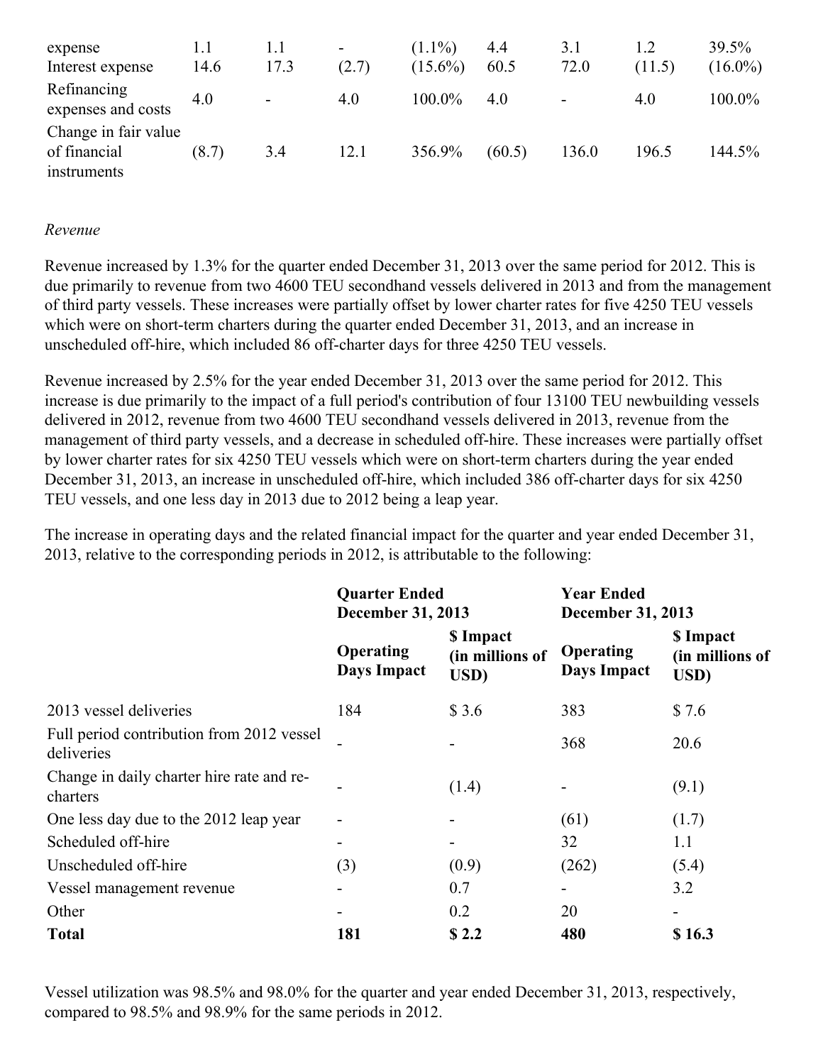| | | | | | | | | |
|---|---|---|---|---|---|---|---|---|
| expense | 1.1 | 1.1 | - | (1.1%) | 4.4 | 3.1 | 1.2 | 39.5% |
| Interest expense | 14.6 | 17.3 | (2.7) | (15.6%) | 60.5 | 72.0 | (11.5) | (16.0%) |
| Refinancing expenses and costs | 4.0 | - | 4.0 | 100.0% | 4.0 | - | 4.0 | 100.0% |
| Change in fair value of financial instruments | (8.7) | 3.4 | 12.1 | 356.9% | (60.5) | 136.0 | 196.5 | 144.5% |

*Revenue*

Revenue increased by 1.3% for the quarter ended December 31, 2013 over the same period for 2012. This is due primarily to revenue from two 4600 TEU secondhand vessels delivered in 2013 and from the management of third party vessels. These increases were partially offset by lower charter rates for five 4250 TEU vessels which were on short-term charters during the quarter ended December 31, 2013, and an increase in unscheduled off-hire, which included 86 off-charter days for three 4250 TEU vessels.

Revenue increased by 2.5% for the year ended December 31, 2013 over the same period for 2012. This increase is due primarily to the impact of a full period's contribution of four 13100 TEU newbuilding vessels delivered in 2012, revenue from two 4600 TEU secondhand vessels delivered in 2013, revenue from the management of third party vessels, and a decrease in scheduled off-hire. These increases were partially offset by lower charter rates for six 4250 TEU vessels which were on short-term charters during the year ended December 31, 2013, an increase in unscheduled off-hire, which included 386 off-charter days for six 4250 TEU vessels, and one less day in 2013 due to 2012 being a leap year.

The increase in operating days and the related financial impact for the quarter and year ended December 31, 2013, relative to the corresponding periods in 2012, is attributable to the following:

| | **Quarter Ended December 31, 2013** | | **Year Ended December 31, 2013** | |
|---|---|---|---|---|
| | **Operating Days Impact** | **$ Impact (in millions of USD)** | **Operating Days Impact** | **$ Impact (in millions of USD)** |
| 2013 vessel deliveries | 184 | $ 3.6 | 383 | $ 7.6 |
| Full period contribution from 2012 vessel deliveries | - | - | 368 | 20.6 |
| Change in daily charter hire rate and re-charters | - | (1.4) | - | (9.1) |
| One less day due to the 2012 leap year | - | - | (61) | (1.7) |
| Scheduled off-hire | - | - | 32 | 1.1 |
| Unscheduled off-hire | (3) | (0.9) | (262) | (5.4) |
| Vessel management revenue | - | 0.7 | - | 3.2 |
| Other | - | 0.2 | 20 | - |
| **Total** | **181** | **$ 2.2** | **480** | **$ 16.3** |

Vessel utilization was 98.5% and 98.0% for the quarter and year ended December 31, 2013, respectively, compared to 98.5% and 98.9% for the same periods in 2012.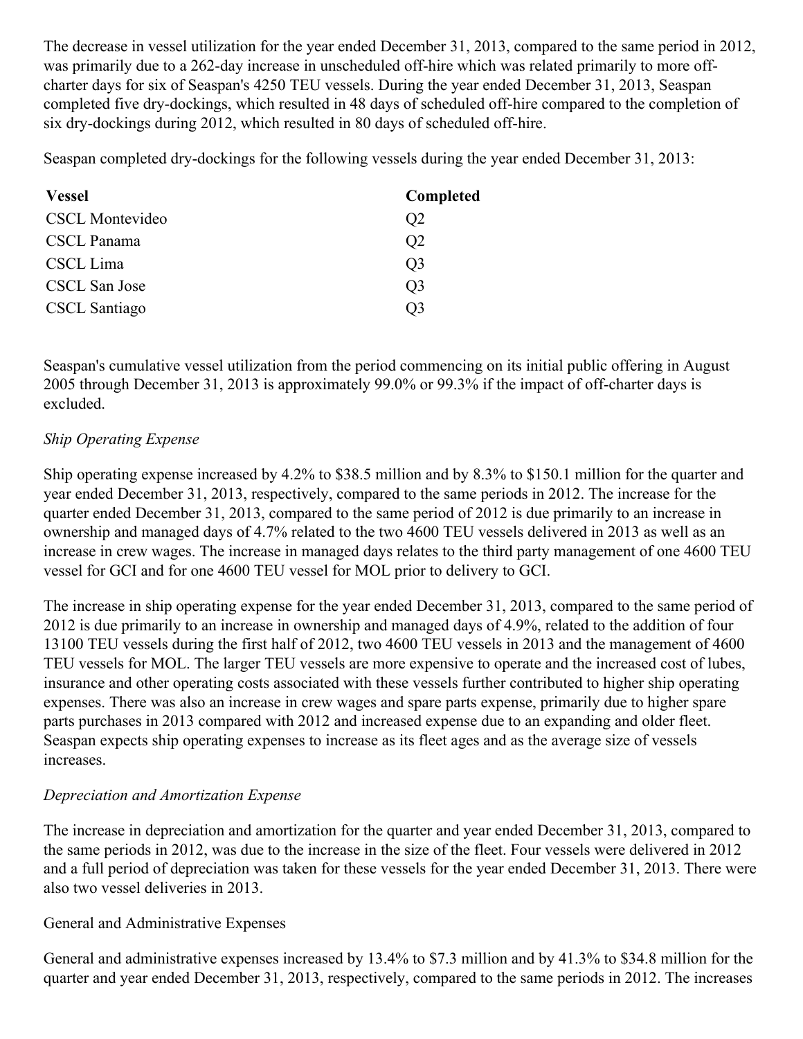The decrease in vessel utilization for the year ended December 31, 2013, compared to the same period in 2012, was primarily due to a 262-day increase in unscheduled off-hire which was related primarily to more off-charter days for six of Seaspan's 4250 TEU vessels. During the year ended December 31, 2013, Seaspan completed five dry-dockings, which resulted in 48 days of scheduled off-hire compared to the completion of six dry-dockings during 2012, which resulted in 80 days of scheduled off-hire.

Seaspan completed dry-dockings for the following vessels during the year ended December 31, 2013:

| Vessel | Completed |
| --- | --- |
| CSCL Montevideo | Q2 |
| CSCL Panama | Q2 |
| CSCL Lima | Q3 |
| CSCL San Jose | Q3 |
| CSCL Santiago | Q3 |

Seaspan's cumulative vessel utilization from the period commencing on its initial public offering in August 2005 through December 31, 2013 is approximately 99.0% or 99.3% if the impact of off-charter days is excluded.

*Ship Operating Expense*

Ship operating expense increased by 4.2% to $38.5 million and by 8.3% to $150.1 million for the quarter and year ended December 31, 2013, respectively, compared to the same periods in 2012. The increase for the quarter ended December 31, 2013, compared to the same period of 2012 is due primarily to an increase in ownership and managed days of 4.7% related to the two 4600 TEU vessels delivered in 2013 as well as an increase in crew wages. The increase in managed days relates to the third party management of one 4600 TEU vessel for GCI and for one 4600 TEU vessel for MOL prior to delivery to GCI.

The increase in ship operating expense for the year ended December 31, 2013, compared to the same period of 2012 is due primarily to an increase in ownership and managed days of 4.9%, related to the addition of four 13100 TEU vessels during the first half of 2012, two 4600 TEU vessels in 2013 and the management of 4600 TEU vessels for MOL. The larger TEU vessels are more expensive to operate and the increased cost of lubes, insurance and other operating costs associated with these vessels further contributed to higher ship operating expenses. There was also an increase in crew wages and spare parts expense, primarily due to higher spare parts purchases in 2013 compared with 2012 and increased expense due to an expanding and older fleet. Seaspan expects ship operating expenses to increase as its fleet ages and as the average size of vessels increases.

*Depreciation and Amortization Expense*

The increase in depreciation and amortization for the quarter and year ended December 31, 2013, compared to the same periods in 2012, was due to the increase in the size of the fleet. Four vessels were delivered in 2012 and a full period of depreciation was taken for these vessels for the year ended December 31, 2013. There were also two vessel deliveries in 2013.

General and Administrative Expenses

General and administrative expenses increased by 13.4% to $7.3 million and by 41.3% to $34.8 million for the quarter and year ended December 31, 2013, respectively, compared to the same periods in 2012. The increases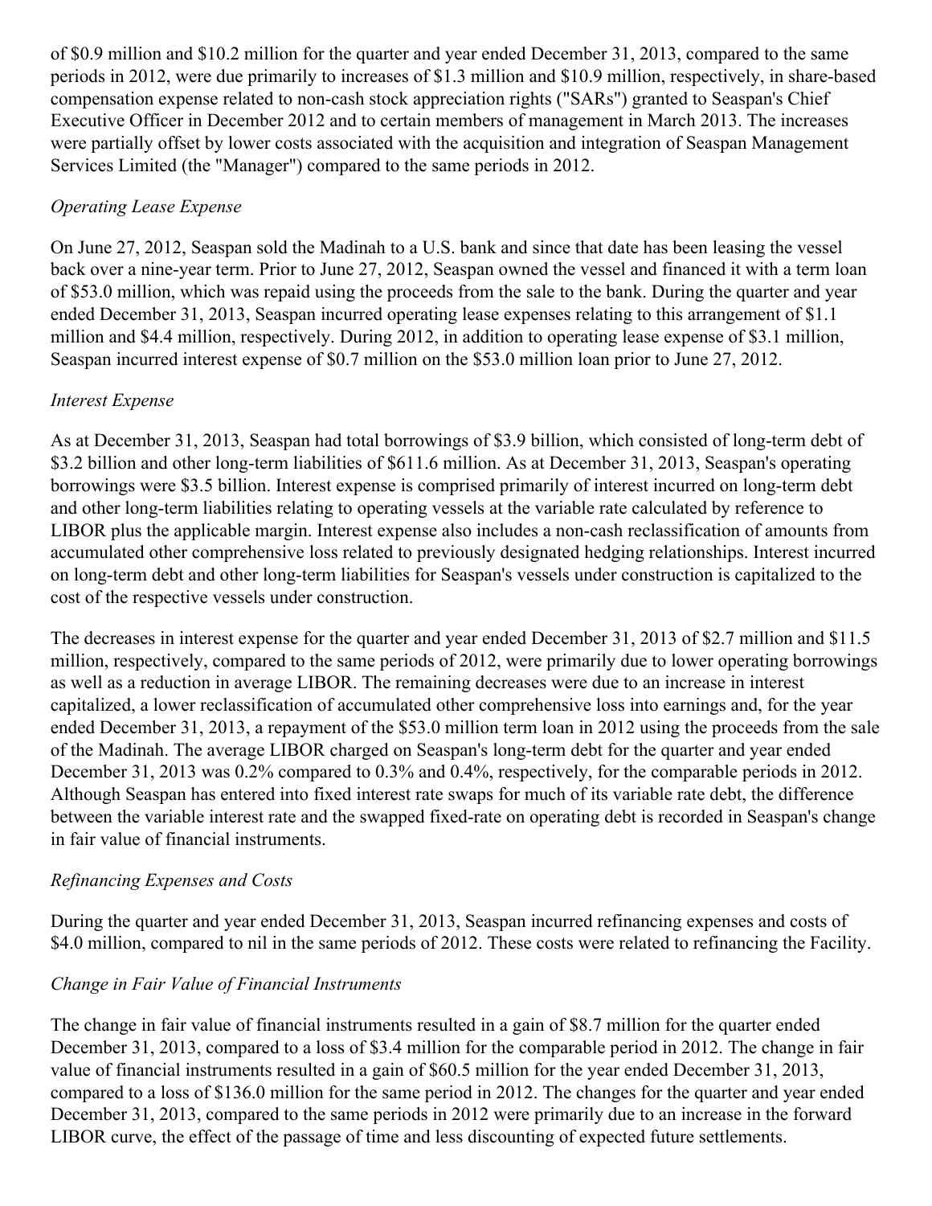of $0.9 million and $10.2 million for the quarter and year ended December 31, 2013, compared to the same periods in 2012, were due primarily to increases of $1.3 million and $10.9 million, respectively, in share-based compensation expense related to non-cash stock appreciation rights ("SARs") granted to Seaspan's Chief Executive Officer in December 2012 and to certain members of management in March 2013. The increases were partially offset by lower costs associated with the acquisition and integration of Seaspan Management Services Limited (the "Manager") compared to the same periods in 2012.

*Operating Lease Expense*

On June 27, 2012, Seaspan sold the Madinah to a U.S. bank and since that date has been leasing the vessel back over a nine-year term. Prior to June 27, 2012, Seaspan owned the vessel and financed it with a term loan of $53.0 million, which was repaid using the proceeds from the sale to the bank. During the quarter and year ended December 31, 2013, Seaspan incurred operating lease expenses relating to this arrangement of $1.1 million and $4.4 million, respectively. During 2012, in addition to operating lease expense of $3.1 million, Seaspan incurred interest expense of $0.7 million on the $53.0 million loan prior to June 27, 2012.

*Interest Expense*

As at December 31, 2013, Seaspan had total borrowings of $3.9 billion, which consisted of long-term debt of $3.2 billion and other long-term liabilities of $611.6 million. As at December 31, 2013, Seaspan's operating borrowings were $3.5 billion. Interest expense is comprised primarily of interest incurred on long-term debt and other long-term liabilities relating to operating vessels at the variable rate calculated by reference to LIBOR plus the applicable margin. Interest expense also includes a non-cash reclassification of amounts from accumulated other comprehensive loss related to previously designated hedging relationships. Interest incurred on long-term debt and other long-term liabilities for Seaspan's vessels under construction is capitalized to the cost of the respective vessels under construction.

The decreases in interest expense for the quarter and year ended December 31, 2013 of $2.7 million and $11.5 million, respectively, compared to the same periods of 2012, were primarily due to lower operating borrowings as well as a reduction in average LIBOR. The remaining decreases were due to an increase in interest capitalized, a lower reclassification of accumulated other comprehensive loss into earnings and, for the year ended December 31, 2013, a repayment of the $53.0 million term loan in 2012 using the proceeds from the sale of the Madinah. The average LIBOR charged on Seaspan's long-term debt for the quarter and year ended December 31, 2013 was 0.2% compared to 0.3% and 0.4%, respectively, for the comparable periods in 2012. Although Seaspan has entered into fixed interest rate swaps for much of its variable rate debt, the difference between the variable interest rate and the swapped fixed-rate on operating debt is recorded in Seaspan's change in fair value of financial instruments.

*Refinancing Expenses and Costs*

During the quarter and year ended December 31, 2013, Seaspan incurred refinancing expenses and costs of $4.0 million, compared to nil in the same periods of 2012. These costs were related to refinancing the Facility.

*Change in Fair Value of Financial Instruments*

The change in fair value of financial instruments resulted in a gain of $8.7 million for the quarter ended December 31, 2013, compared to a loss of $3.4 million for the comparable period in 2012. The change in fair value of financial instruments resulted in a gain of $60.5 million for the year ended December 31, 2013, compared to a loss of $136.0 million for the same period in 2012. The changes for the quarter and year ended December 31, 2013, compared to the same periods in 2012 were primarily due to an increase in the forward LIBOR curve, the effect of the passage of time and less discounting of expected future settlements.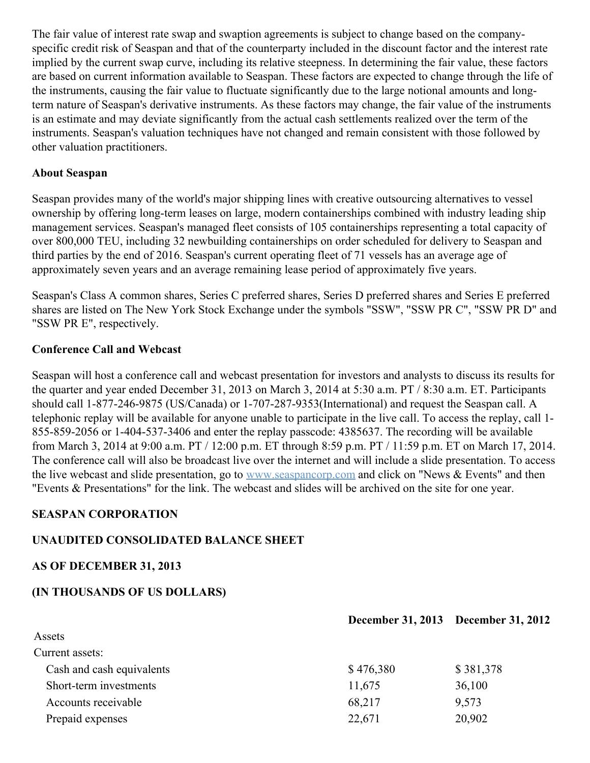The fair value of interest rate swap and swaption agreements is subject to change based on the company-specific credit risk of Seaspan and that of the counterparty included in the discount factor and the interest rate implied by the current swap curve, including its relative steepness. In determining the fair value, these factors are based on current information available to Seaspan. These factors are expected to change through the life of the instruments, causing the fair value to fluctuate significantly due to the large notional amounts and long-term nature of Seaspan's derivative instruments. As these factors may change, the fair value of the instruments is an estimate and may deviate significantly from the actual cash settlements realized over the term of the instruments. Seaspan's valuation techniques have not changed and remain consistent with those followed by other valuation practitioners.

**About Seaspan**

Seaspan provides many of the world's major shipping lines with creative outsourcing alternatives to vessel ownership by offering long-term leases on large, modern containerships combined with industry leading ship management services. Seaspan's managed fleet consists of 105 containerships representing a total capacity of over 800,000 TEU, including 32 newbuilding containerships on order scheduled for delivery to Seaspan and third parties by the end of 2016. Seaspan's current operating fleet of 71 vessels has an average age of approximately seven years and an average remaining lease period of approximately five years.

Seaspan's Class A common shares, Series C preferred shares, Series D preferred shares and Series E preferred shares are listed on The New York Stock Exchange under the symbols "SSW", "SSW PR C", "SSW PR D" and "SSW PR E", respectively.

**Conference Call and Webcast**

Seaspan will host a conference call and webcast presentation for investors and analysts to discuss its results for the quarter and year ended December 31, 2013 on March 3, 2014 at 5:30 a.m. PT / 8:30 a.m. ET. Participants should call 1-877-246-9875 (US/Canada) or 1-707-287-9353(International) and request the Seaspan call. A telephonic replay will be available for anyone unable to participate in the live call. To access the replay, call 1-855-859-2056 or 1-404-537-3406 and enter the replay passcode: 4385637. The recording will be available from March 3, 2014 at 9:00 a.m. PT / 12:00 p.m. ET through 8:59 p.m. PT / 11:59 p.m. ET on March 17, 2014. The conference call will also be broadcast live over the internet and will include a slide presentation. To access the live webcast and slide presentation, go to www.seaspancorp.com and click on "News & Events" and then "Events & Presentations" for the link. The webcast and slides will be archived on the site for one year.

**SEASPAN CORPORATION**

**UNAUDITED CONSOLIDATED BALANCE SHEET**

**AS OF DECEMBER 31, 2013**

**(IN THOUSANDS OF US DOLLARS)**

| | **December 31, 2013** | **December 31, 2012** |
|---|---|---|
| Assets | | |
| Current assets: | | |
| Cash and cash equivalents | $ 476,380 | $ 381,378 |
| Short-term investments | 11,675 | 36,100 |
| Accounts receivable | 68,217 | 9,573 |
| Prepaid expenses | 22,671 | 20,902 |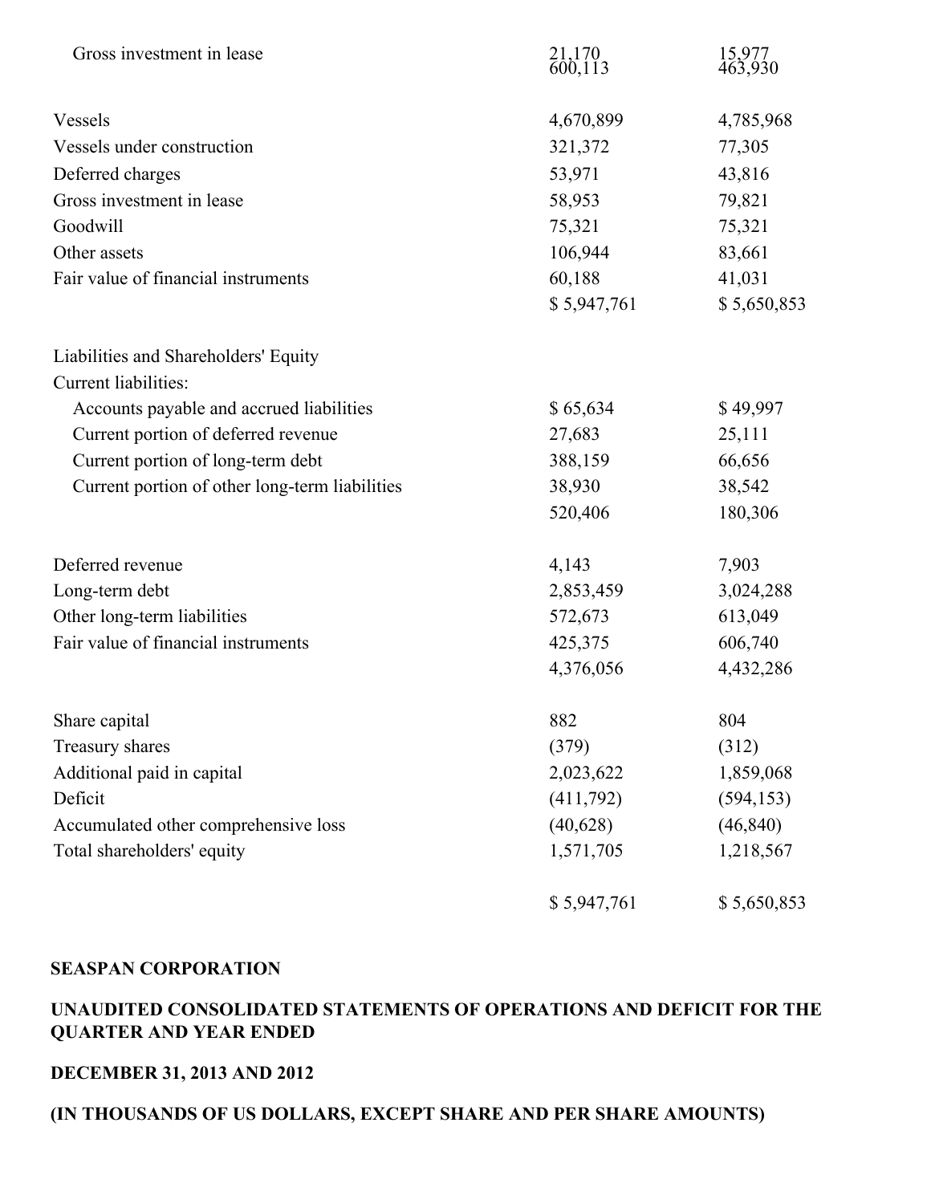| | | |
|---|---|---|
| Gross investment in lease | 21,170 | 15,977 |
| | 600,113 | 463,930 |
| | | |
| Vessels | 4,670,899 | 4,785,968 |
| Vessels under construction | 321,372 | 77,305 |
| Deferred charges | 53,971 | 43,816 |
| Gross investment in lease | 58,953 | 79,821 |
| Goodwill | 75,321 | 75,321 |
| Other assets | 106,944 | 83,661 |
| Fair value of financial instruments | 60,188 | 41,031 |
| | $ 5,947,761 | $ 5,650,853 |
| | | |
| Liabilities and Shareholders' Equity | | |
| Current liabilities: | | |
| Accounts payable and accrued liabilities | $ 65,634 | $ 49,997 |
| Current portion of deferred revenue | 27,683 | 25,111 |
| Current portion of long-term debt | 388,159 | 66,656 |
| Current portion of other long-term liabilities | 38,930 | 38,542 |
| | 520,406 | 180,306 |
| | | |
| Deferred revenue | 4,143 | 7,903 |
| Long-term debt | 2,853,459 | 3,024,288 |
| Other long-term liabilities | 572,673 | 613,049 |
| Fair value of financial instruments | 425,375 | 606,740 |
| | 4,376,056 | 4,432,286 |
| | | |
| Share capital | 882 | 804 |
| Treasury shares | (379) | (312) |
| Additional paid in capital | 2,023,622 | 1,859,068 |
| Deficit | (411,792) | (594,153) |
| Accumulated other comprehensive loss | (40,628) | (46,840) |
| Total shareholders' equity | 1,571,705 | 1,218,567 |
| | | |
| | $ 5,947,761 | $ 5,650,853 |

**SEASPAN CORPORATION**

**UNAUDITED CONSOLIDATED STATEMENTS OF OPERATIONS AND DEFICIT FOR THE QUARTER AND YEAR ENDED**

**DECEMBER 31, 2013 AND 2012**

**(IN THOUSANDS OF US DOLLARS, EXCEPT SHARE AND PER SHARE AMOUNTS)**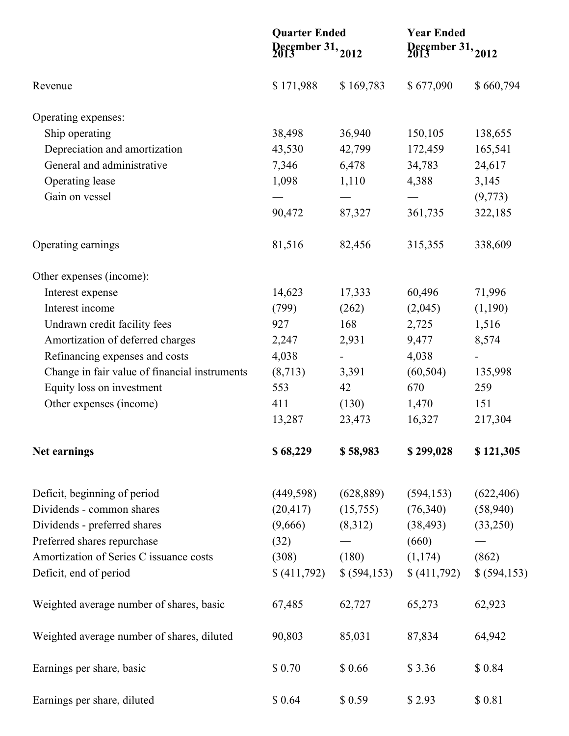| | Quarter Ended December 31, 2013 | 2012 | Year Ended December 31, 2013 | 2012 |
|---|---|---|---|---|
| Revenue | $ 171,988 | $ 169,783 | $ 677,090 | $ 660,794 |
| Operating expenses: | | | | |
| Ship operating | 38,498 | 36,940 | 150,105 | 138,655 |
| Depreciation and amortization | 43,530 | 42,799 | 172,459 | 165,541 |
| General and administrative | 7,346 | 6,478 | 34,783 | 24,617 |
| Operating lease | 1,098 | 1,110 | 4,388 | 3,145 |
| Gain on vessel | — | — | — | (9,773) |
| | 90,472 | 87,327 | 361,735 | 322,185 |
| Operating earnings | 81,516 | 82,456 | 315,355 | 338,609 |
| Other expenses (income): | | | | |
| Interest expense | 14,623 | 17,333 | 60,496 | 71,996 |
| Interest income | (799) | (262) | (2,045) | (1,190) |
| Undrawn credit facility fees | 927 | 168 | 2,725 | 1,516 |
| Amortization of deferred charges | 2,247 | 2,931 | 9,477 | 8,574 |
| Refinancing expenses and costs | 4,038 | - | 4,038 | - |
| Change in fair value of financial instruments | (8,713) | 3,391 | (60,504) | 135,998 |
| Equity loss on investment | 553 | 42 | 670 | 259 |
| Other expenses (income) | 411 | (130) | 1,470 | 151 |
| | 13,287 | 23,473 | 16,327 | 217,304 |
| **Net earnings** | **$ 68,229** | **$ 58,983** | **$ 299,028** | **$ 121,305** |
| Deficit, beginning of period | (449,598) | (628,889) | (594,153) | (622,406) |
| Dividends - common shares | (20,417) | (15,755) | (76,340) | (58,940) |
| Dividends - preferred shares | (9,666) | (8,312) | (38,493) | (33,250) |
| Preferred shares repurchase | (32) | — | (660) | — |
| Amortization of Series C issuance costs | (308) | (180) | (1,174) | (862) |
| Deficit, end of period | $ (411,792) | $ (594,153) | $ (411,792) | $ (594,153) |
| Weighted average number of shares, basic | 67,485 | 62,727 | 65,273 | 62,923 |
| Weighted average number of shares, diluted | 90,803 | 85,031 | 87,834 | 64,942 |
| Earnings per share, basic | $ 0.70 | $ 0.66 | $ 3.36 | $ 0.84 |
| Earnings per share, diluted | $ 0.64 | $ 0.59 | $ 2.93 | $ 0.81 |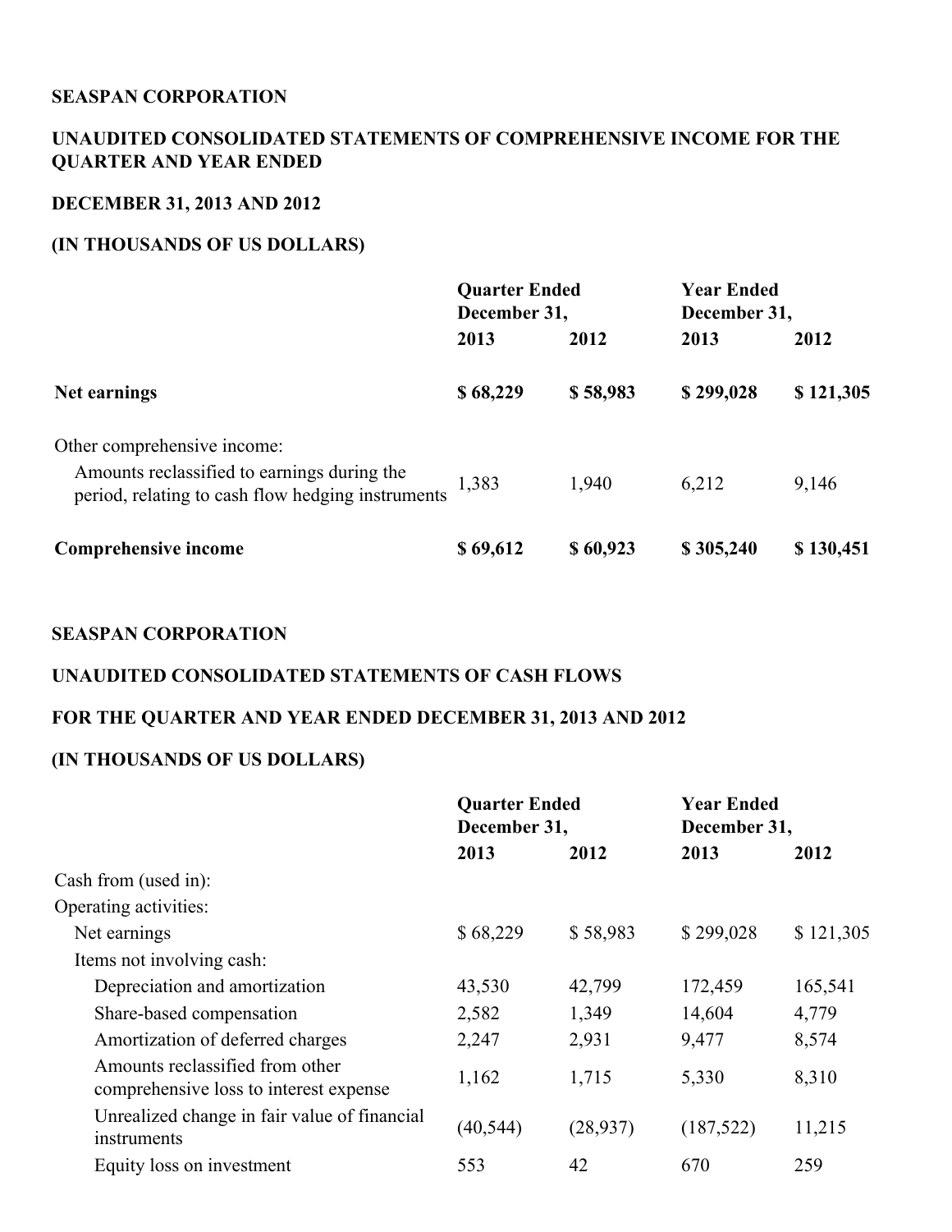**SEASPAN CORPORATION**

**UNAUDITED CONSOLIDATED STATEMENTS OF COMPREHENSIVE INCOME FOR THE QUARTER AND YEAR ENDED**

**DECEMBER 31, 2013 AND 2012**

**(IN THOUSANDS OF US DOLLARS)**

| | Quarter Ended December 31, | | Year Ended December 31, | |
|---|---|---|---|---|
| | **2013** | **2012** | **2013** | **2012** |
| **Net earnings** | **$ 68,229** | **$ 58,983** | **$ 299,028** | **$ 121,305** |
| Other comprehensive income: | | | | |
| Amounts reclassified to earnings during the period, relating to cash flow hedging instruments | 1,383 | 1,940 | 6,212 | 9,146 |
| **Comprehensive income** | **$ 69,612** | **$ 60,923** | **$ 305,240** | **$ 130,451** |

**SEASPAN CORPORATION**

**UNAUDITED CONSOLIDATED STATEMENTS OF CASH FLOWS**

**FOR THE QUARTER AND YEAR ENDED DECEMBER 31, 2013 AND 2012**

**(IN THOUSANDS OF US DOLLARS)**

| | Quarter Ended December 31, | | Year Ended December 31, | |
|---|---|---|---|---|
| | **2013** | **2012** | **2013** | **2012** |
| Cash from (used in): | | | | |
| Operating activities: | | | | |
| Net earnings | $ 68,229 | $ 58,983 | $ 299,028 | $ 121,305 |
| Items not involving cash: | | | | |
| Depreciation and amortization | 43,530 | 42,799 | 172,459 | 165,541 |
| Share-based compensation | 2,582 | 1,349 | 14,604 | 4,779 |
| Amortization of deferred charges | 2,247 | 2,931 | 9,477 | 8,574 |
| Amounts reclassified from other comprehensive loss to interest expense | 1,162 | 1,715 | 5,330 | 8,310 |
| Unrealized change in fair value of financial instruments | (40,544) | (28,937) | (187,522) | 11,215 |
| Equity loss on investment | 553 | 42 | 670 | 259 |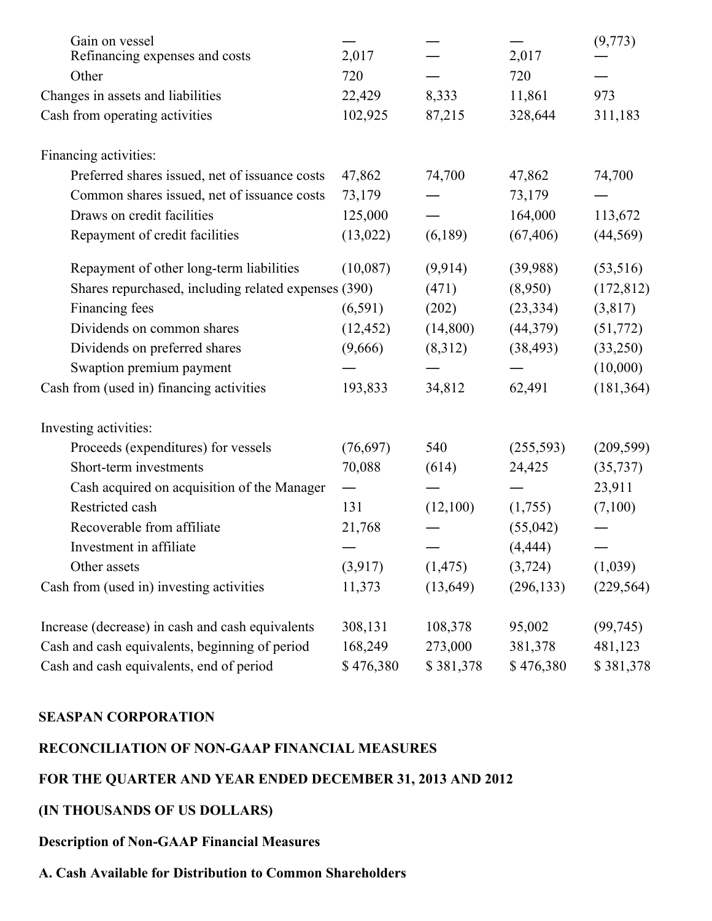| | | | | |
|---|---|---|---|---|
| Gain on vessel | — | — | — | (9,773) |
| Refinancing expenses and costs | 2,017 | — | 2,017 | — |
| Other | 720 | — | 720 | — |
| Changes in assets and liabilities | 22,429 | 8,333 | 11,861 | 973 |
| Cash from operating activities | 102,925 | 87,215 | 328,644 | 311,183 |
| | | | | |
| Financing activities: | | | | |
| Preferred shares issued, net of issuance costs | 47,862 | 74,700 | 47,862 | 74,700 |
| Common shares issued, net of issuance costs | 73,179 | — | 73,179 | — |
| Draws on credit facilities | 125,000 | — | 164,000 | 113,672 |
| Repayment of credit facilities | (13,022) | (6,189) | (67,406) | (44,569) |
| Repayment of other long-term liabilities | (10,087) | (9,914) | (39,988) | (53,516) |
| Shares repurchased, including related expenses | (390) | (471) | (8,950) | (172,812) |
| Financing fees | (6,591) | (202) | (23,334) | (3,817) |
| Dividends on common shares | (12,452) | (14,800) | (44,379) | (51,772) |
| Dividends on preferred shares | (9,666) | (8,312) | (38,493) | (33,250) |
| Swaption premium payment | — | — | — | (10,000) |
| Cash from (used in) financing activities | 193,833 | 34,812 | 62,491 | (181,364) |
| | | | | |
| Investing activities: | | | | |
| Proceeds (expenditures) for vessels | (76,697) | 540 | (255,593) | (209,599) |
| Short-term investments | 70,088 | (614) | 24,425 | (35,737) |
| Cash acquired on acquisition of the Manager | — | — | — | 23,911 |
| Restricted cash | 131 | (12,100) | (1,755) | (7,100) |
| Recoverable from affiliate | 21,768 | — | (55,042) | — |
| Investment in affiliate | — | — | (4,444) | — |
| Other assets | (3,917) | (1,475) | (3,724) | (1,039) |
| Cash from (used in) investing activities | 11,373 | (13,649) | (296,133) | (229,564) |
| | | | | |
| Increase (decrease) in cash and cash equivalents | 308,131 | 108,378 | 95,002 | (99,745) |
| Cash and cash equivalents, beginning of period | 168,249 | 273,000 | 381,378 | 481,123 |
| Cash and cash equivalents, end of period | $ 476,380 | $ 381,378 | $ 476,380 | $ 381,378 |

**SEASPAN CORPORATION**

**RECONCILIATION OF NON-GAAP FINANCIAL MEASURES**

**FOR THE QUARTER AND YEAR ENDED DECEMBER 31, 2013 AND 2012**

**(IN THOUSANDS OF US DOLLARS)**

**Description of Non-GAAP Financial Measures**

**A. Cash Available for Distribution to Common Shareholders**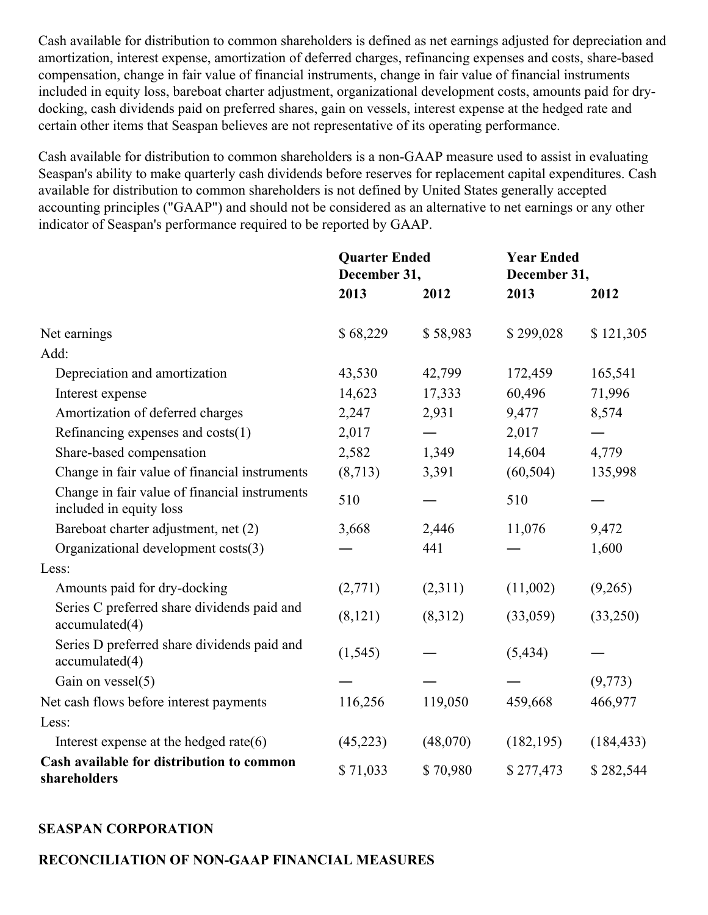Cash available for distribution to common shareholders is defined as net earnings adjusted for depreciation and amortization, interest expense, amortization of deferred charges, refinancing expenses and costs, share-based compensation, change in fair value of financial instruments, change in fair value of financial instruments included in equity loss, bareboat charter adjustment, organizational development costs, amounts paid for dry-docking, cash dividends paid on preferred shares, gain on vessels, interest expense at the hedged rate and certain other items that Seaspan believes are not representative of its operating performance.

Cash available for distribution to common shareholders is a non-GAAP measure used to assist in evaluating Seaspan's ability to make quarterly cash dividends before reserves for replacement capital expenditures. Cash available for distribution to common shareholders is not defined by United States generally accepted accounting principles ("GAAP") and should not be considered as an alternative to net earnings or any other indicator of Seaspan's performance required to be reported by GAAP.

| | **Quarter Ended December 31,** | | **Year Ended December 31,** | |
|---|---|---|---|---|
| | **2013** | **2012** | **2013** | **2012** |
| Net earnings | $ 68,229 | $ 58,983 | $ 299,028 | $ 121,305 |
| Add: | | | | |
| Depreciation and amortization | 43,530 | 42,799 | 172,459 | 165,541 |
| Interest expense | 14,623 | 17,333 | 60,496 | 71,996 |
| Amortization of deferred charges | 2,247 | 2,931 | 9,477 | 8,574 |
| Refinancing expenses and costs(1) | 2,017 | — | 2,017 | — |
| Share-based compensation | 2,582 | 1,349 | 14,604 | 4,779 |
| Change in fair value of financial instruments | (8,713) | 3,391 | (60,504) | 135,998 |
| Change in fair value of financial instruments included in equity loss | 510 | — | 510 | — |
| Bareboat charter adjustment, net (2) | 3,668 | 2,446 | 11,076 | 9,472 |
| Organizational development costs(3) | — | 441 | — | 1,600 |
| Less: | | | | |
| Amounts paid for dry-docking | (2,771) | (2,311) | (11,002) | (9,265) |
| Series C preferred share dividends paid and accumulated(4) | (8,121) | (8,312) | (33,059) | (33,250) |
| Series D preferred share dividends paid and accumulated(4) | (1,545) | — | (5,434) | — |
| Gain on vessel(5) | — | — | — | (9,773) |
| Net cash flows before interest payments | 116,256 | 119,050 | 459,668 | 466,977 |
| Less: | | | | |
| Interest expense at the hedged rate(6) | (45,223) | (48,070) | (182,195) | (184,433) |
| **Cash available for distribution to common shareholders** | $ 71,033 | $ 70,980 | $ 277,473 | $ 282,544 |

**SEASPAN CORPORATION**

**RECONCILIATION OF NON-GAAP FINANCIAL MEASURES**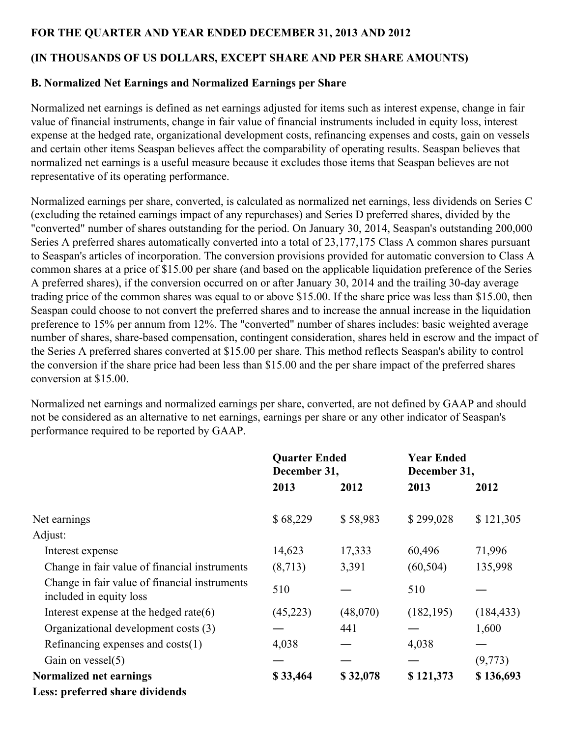**FOR THE QUARTER AND YEAR ENDED DECEMBER 31, 2013 AND 2012**

**(IN THOUSANDS OF US DOLLARS, EXCEPT SHARE AND PER SHARE AMOUNTS)**

**B. Normalized Net Earnings and Normalized Earnings per Share**

Normalized net earnings is defined as net earnings adjusted for items such as interest expense, change in fair value of financial instruments, change in fair value of financial instruments included in equity loss, interest expense at the hedged rate, organizational development costs, refinancing expenses and costs, gain on vessels and certain other items Seaspan believes affect the comparability of operating results. Seaspan believes that normalized net earnings is a useful measure because it excludes those items that Seaspan believes are not representative of its operating performance.

Normalized earnings per share, converted, is calculated as normalized net earnings, less dividends on Series C (excluding the retained earnings impact of any repurchases) and Series D preferred shares, divided by the "converted" number of shares outstanding for the period. On January 30, 2014, Seaspan's outstanding 200,000 Series A preferred shares automatically converted into a total of 23,177,175 Class A common shares pursuant to Seaspan's articles of incorporation. The conversion provisions provided for automatic conversion to Class A common shares at a price of $15.00 per share (and based on the applicable liquidation preference of the Series A preferred shares), if the conversion occurred on or after January 30, 2014 and the trailing 30-day average trading price of the common shares was equal to or above $15.00. If the share price was less than $15.00, then Seaspan could choose to not convert the preferred shares and to increase the annual increase in the liquidation preference to 15% per annum from 12%. The "converted" number of shares includes: basic weighted average number of shares, share-based compensation, contingent consideration, shares held in escrow and the impact of the Series A preferred shares converted at $15.00 per share. This method reflects Seaspan's ability to control the conversion if the share price had been less than $15.00 and the per share impact of the preferred shares conversion at $15.00.

Normalized net earnings and normalized earnings per share, converted, are not defined by GAAP and should not be considered as an alternative to net earnings, earnings per share or any other indicator of Seaspan's performance required to be reported by GAAP.

| | Quarter Ended December 31, | | Year Ended December 31, | |
|---|---|---|---|---|
| | 2013 | 2012 | 2013 | 2012 |
| Net earnings | $ 68,229 | $ 58,983 | $ 299,028 | $ 121,305 |
| Adjust: | | | | |
| Interest expense | 14,623 | 17,333 | 60,496 | 71,996 |
| Change in fair value of financial instruments | (8,713) | 3,391 | (60,504) | 135,998 |
| Change in fair value of financial instruments included in equity loss | 510 | — | 510 | — |
| Interest expense at the hedged rate(6) | (45,223) | (48,070) | (182,195) | (184,433) |
| Organizational development costs (3) | — | 441 | — | 1,600 |
| Refinancing expenses and costs(1) | 4,038 | — | 4,038 | — |
| Gain on vessel(5) | — | — | — | (9,773) |
| **Normalized net earnings** | **$ 33,464** | **$ 32,078** | **$ 121,373** | **$ 136,693** |
| **Less: preferred share dividends** | | | | |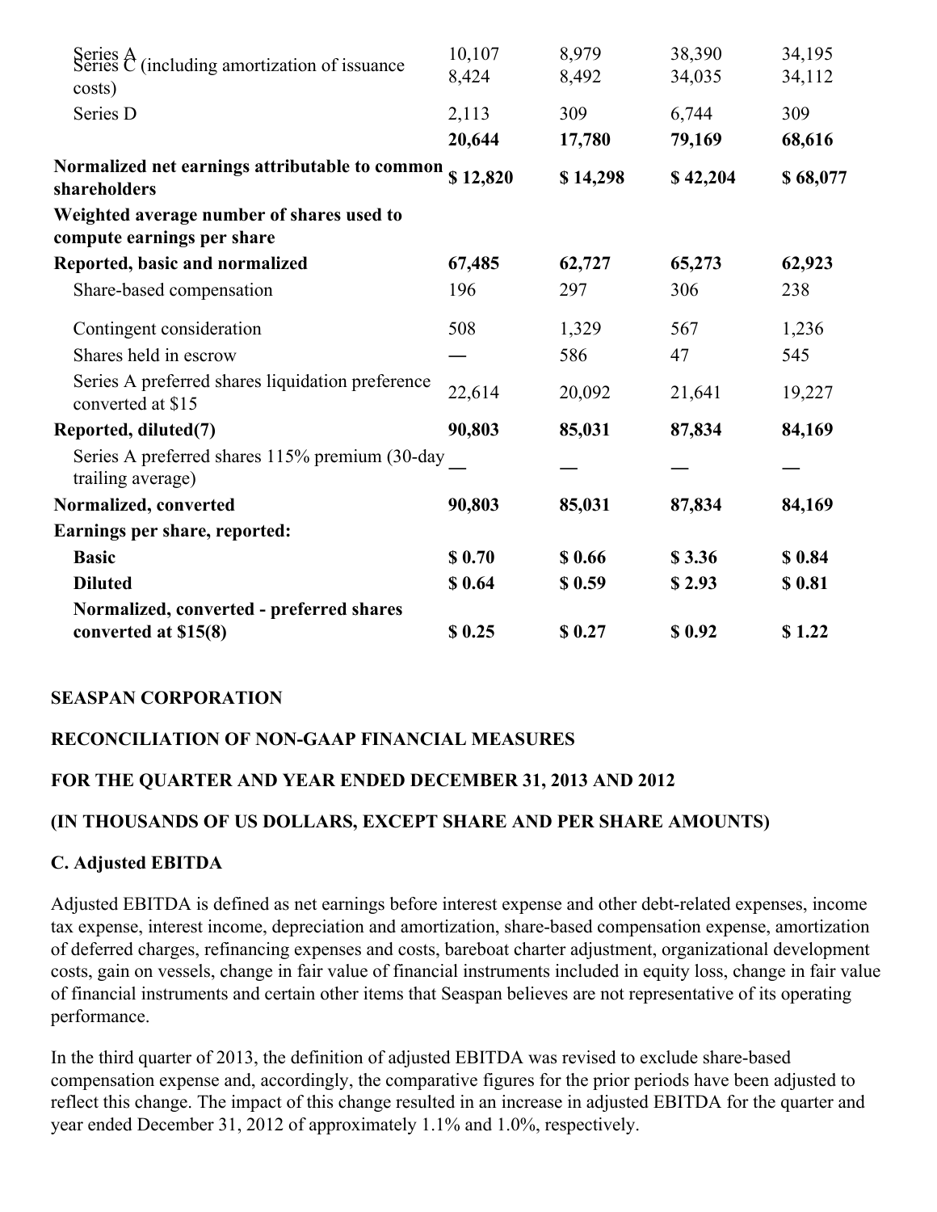| | | | | |
|---|---|---|---|---|
| Series A | 10,107 | 8,979 | 38,390 | 34,195 |
| Series C (including amortization of issuance costs) | 8,424 | 8,492 | 34,035 | 34,112 |
| Series D | 2,113 | 309 | 6,744 | 309 |
| | **20,644** | **17,780** | **79,169** | **68,616** |
| **Normalized net earnings attributable to common shareholders** | **$ 12,820** | **$ 14,298** | **$ 42,204** | **$ 68,077** |
| **Weighted average number of shares used to compute earnings per share** | | | | |
| **Reported, basic and normalized** | **67,485** | **62,727** | **65,273** | **62,923** |
| Share-based compensation | 196 | 297 | 306 | 238 |
| Contingent consideration | 508 | 1,329 | 567 | 1,236 |
| Shares held in escrow | — | 586 | 47 | 545 |
| Series A preferred shares liquidation preference converted at $15 | 22,614 | 20,092 | 21,641 | 19,227 |
| **Reported, diluted(7)** | **90,803** | **85,031** | **87,834** | **84,169** |
| Series A preferred shares 115% premium (30-day trailing average) | — | — | — | — |
| **Normalized, converted** | **90,803** | **85,031** | **87,834** | **84,169** |
| **Earnings per share, reported:** | | | | |
| **Basic** | **$ 0.70** | **$ 0.66** | **$ 3.36** | **$ 0.84** |
| **Diluted** | **$ 0.64** | **$ 0.59** | **$ 2.93** | **$ 0.81** |
| **Normalized, converted - preferred shares converted at $15(8)** | **$ 0.25** | **$ 0.27** | **$ 0.92** | **$ 1.22** |

**SEASPAN CORPORATION**

**RECONCILIATION OF NON-GAAP FINANCIAL MEASURES**

**FOR THE QUARTER AND YEAR ENDED DECEMBER 31, 2013 AND 2012**

**(IN THOUSANDS OF US DOLLARS, EXCEPT SHARE AND PER SHARE AMOUNTS)**

**C. Adjusted EBITDA**

Adjusted EBITDA is defined as net earnings before interest expense and other debt-related expenses, income tax expense, interest income, depreciation and amortization, share-based compensation expense, amortization of deferred charges, refinancing expenses and costs, bareboat charter adjustment, organizational development costs, gain on vessels, change in fair value of financial instruments included in equity loss, change in fair value of financial instruments and certain other items that Seaspan believes are not representative of its operating performance.

In the third quarter of 2013, the definition of adjusted EBITDA was revised to exclude share-based compensation expense and, accordingly, the comparative figures for the prior periods have been adjusted to reflect this change. The impact of this change resulted in an increase in adjusted EBITDA for the quarter and year ended December 31, 2012 of approximately 1.1% and 1.0%, respectively.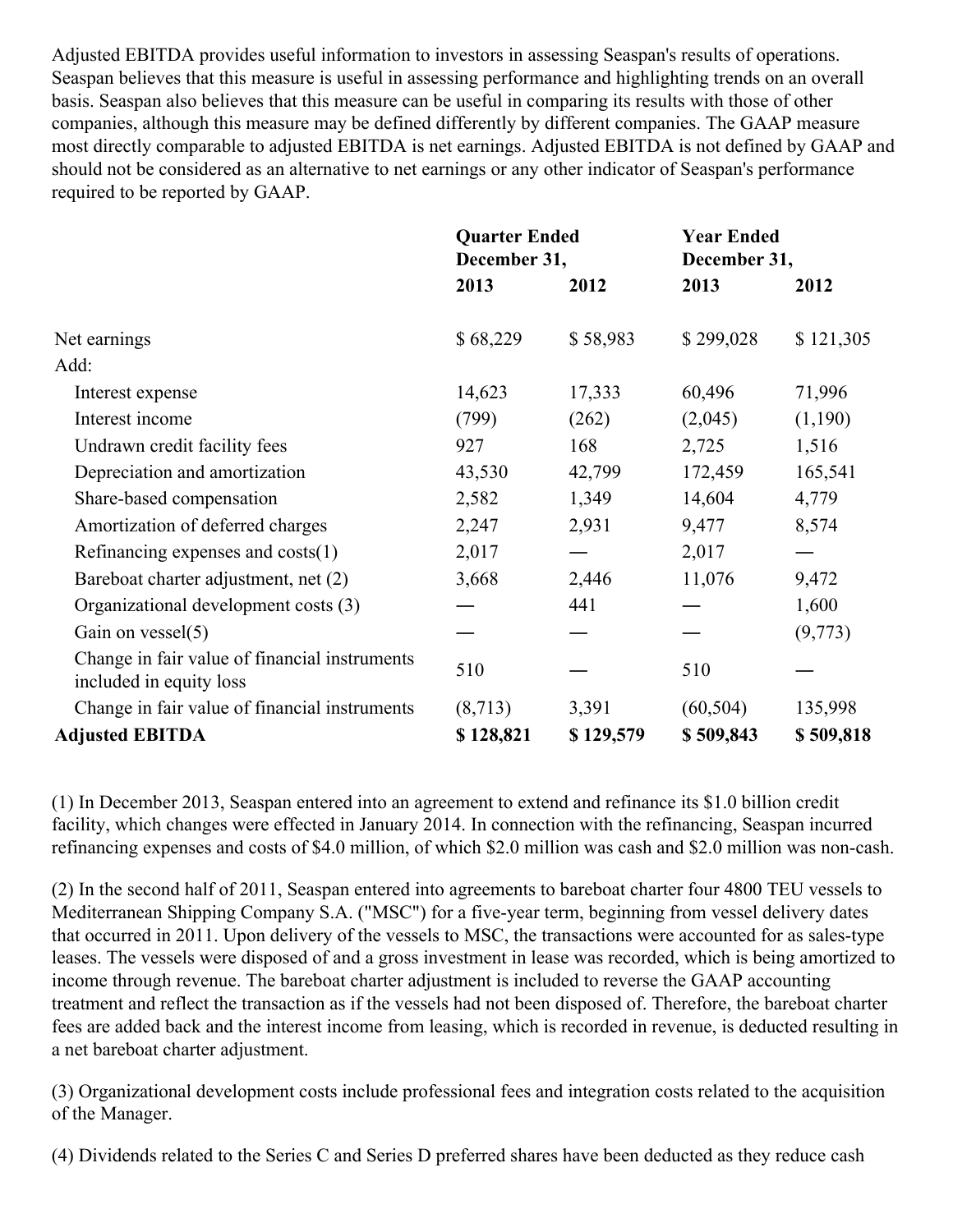Adjusted EBITDA provides useful information to investors in assessing Seaspan's results of operations. Seaspan believes that this measure is useful in assessing performance and highlighting trends on an overall basis. Seaspan also believes that this measure can be useful in comparing its results with those of other companies, although this measure may be defined differently by different companies. The GAAP measure most directly comparable to adjusted EBITDA is net earnings. Adjusted EBITDA is not defined by GAAP and should not be considered as an alternative to net earnings or any other indicator of Seaspan's performance required to be reported by GAAP.

| | **Quarter Ended December 31,** | | **Year Ended December 31,** | |
|---|---|---|---|---|
| | **2013** | **2012** | **2013** | **2012** |
| Net earnings | $ 68,229 | $ 58,983 | $ 299,028 | $ 121,305 |
| Add: | | | | |
| Interest expense | 14,623 | 17,333 | 60,496 | 71,996 |
| Interest income | (799) | (262) | (2,045) | (1,190) |
| Undrawn credit facility fees | 927 | 168 | 2,725 | 1,516 |
| Depreciation and amortization | 43,530 | 42,799 | 172,459 | 165,541 |
| Share-based compensation | 2,582 | 1,349 | 14,604 | 4,779 |
| Amortization of deferred charges | 2,247 | 2,931 | 9,477 | 8,574 |
| Refinancing expenses and costs(1) | 2,017 | — | 2,017 | — |
| Bareboat charter adjustment, net (2) | 3,668 | 2,446 | 11,076 | 9,472 |
| Organizational development costs (3) | — | 441 | — | 1,600 |
| Gain on vessel(5) | — | — | — | (9,773) |
| Change in fair value of financial instruments included in equity loss | 510 | — | 510 | — |
| Change in fair value of financial instruments | (8,713) | 3,391 | (60,504) | 135,998 |
| **Adjusted EBITDA** | **$ 128,821** | **$ 129,579** | **$ 509,843** | **$ 509,818** |

(1) In December 2013, Seaspan entered into an agreement to extend and refinance its $1.0 billion credit facility, which changes were effected in January 2014. In connection with the refinancing, Seaspan incurred refinancing expenses and costs of $4.0 million, of which $2.0 million was cash and $2.0 million was non-cash.

(2) In the second half of 2011, Seaspan entered into agreements to bareboat charter four 4800 TEU vessels to Mediterranean Shipping Company S.A. ("MSC") for a five-year term, beginning from vessel delivery dates that occurred in 2011. Upon delivery of the vessels to MSC, the transactions were accounted for as sales-type leases. The vessels were disposed of and a gross investment in lease was recorded, which is being amortized to income through revenue. The bareboat charter adjustment is included to reverse the GAAP accounting treatment and reflect the transaction as if the vessels had not been disposed of. Therefore, the bareboat charter fees are added back and the interest income from leasing, which is recorded in revenue, is deducted resulting in a net bareboat charter adjustment.

(3) Organizational development costs include professional fees and integration costs related to the acquisition of the Manager.

(4) Dividends related to the Series C and Series D preferred shares have been deducted as they reduce cash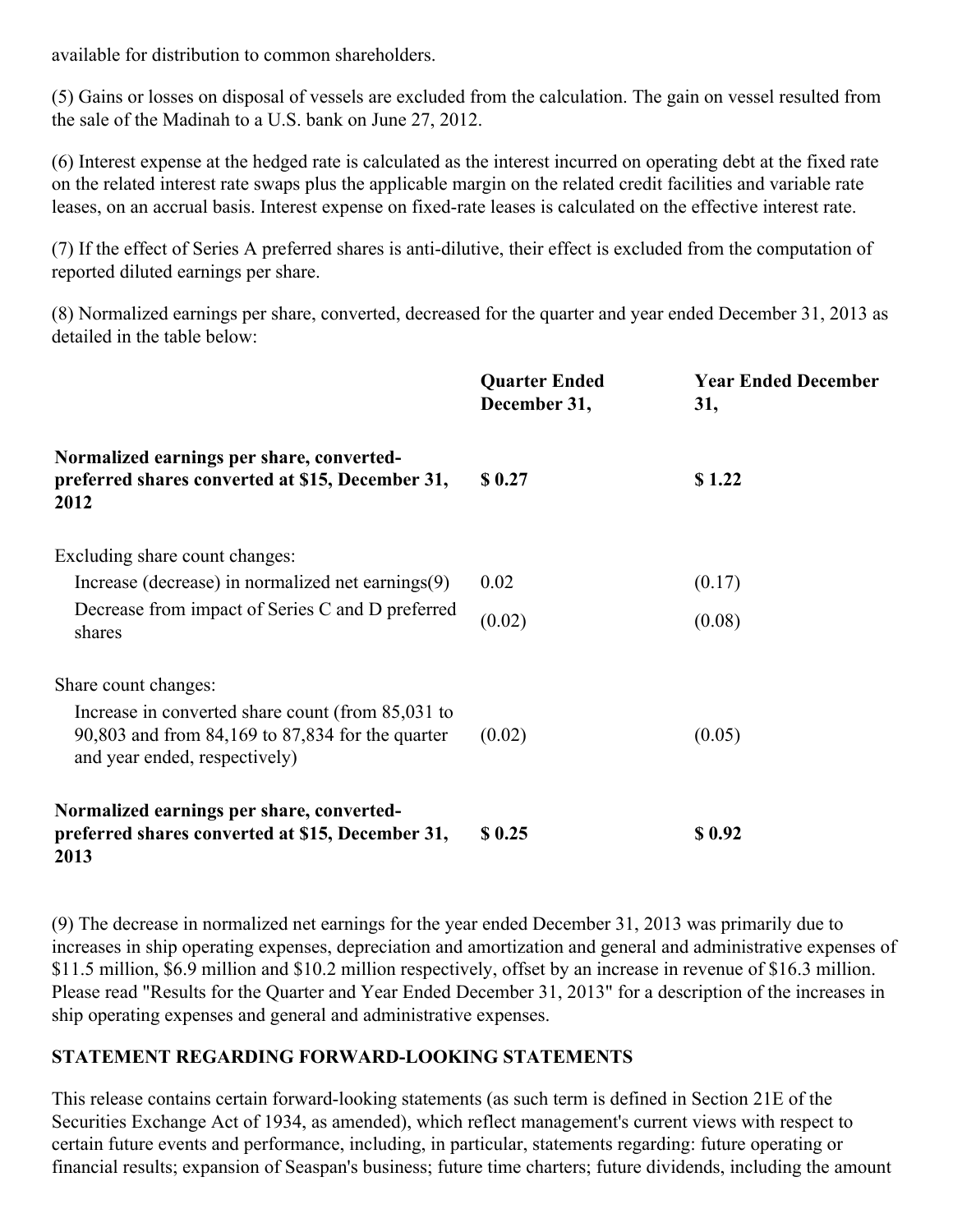available for distribution to common shareholders.

(5) Gains or losses on disposal of vessels are excluded from the calculation. The gain on vessel resulted from the sale of the Madinah to a U.S. bank on June 27, 2012.

(6) Interest expense at the hedged rate is calculated as the interest incurred on operating debt at the fixed rate on the related interest rate swaps plus the applicable margin on the related credit facilities and variable rate leases, on an accrual basis. Interest expense on fixed-rate leases is calculated on the effective interest rate.

(7) If the effect of Series A preferred shares is anti-dilutive, their effect is excluded from the computation of reported diluted earnings per share.

(8) Normalized earnings per share, converted, decreased for the quarter and year ended December 31, 2013 as detailed in the table below:

| | Quarter Ended December 31, | Year Ended December 31, |
|---|---|---|
| **Normalized earnings per share, converted-preferred shares converted at $15, December 31, 2012** | **$ 0.27** | **$ 1.22** |
| Excluding share count changes: | | |
| Increase (decrease) in normalized net earnings(9) | 0.02 | (0.17) |
| Decrease from impact of Series C and D preferred shares | (0.02) | (0.08) |
| Share count changes: | | |
| Increase in converted share count (from 85,031 to 90,803 and from 84,169 to 87,834 for the quarter and year ended, respectively) | (0.02) | (0.05) |
| **Normalized earnings per share, converted-preferred shares converted at $15, December 31, 2013** | **$ 0.25** | **$ 0.92** |

(9) The decrease in normalized net earnings for the year ended December 31, 2013 was primarily due to increases in ship operating expenses, depreciation and amortization and general and administrative expenses of $11.5 million, $6.9 million and $10.2 million respectively, offset by an increase in revenue of $16.3 million. Please read "Results for the Quarter and Year Ended December 31, 2013" for a description of the increases in ship operating expenses and general and administrative expenses.

## STATEMENT REGARDING FORWARD-LOOKING STATEMENTS

This release contains certain forward-looking statements (as such term is defined in Section 21E of the Securities Exchange Act of 1934, as amended), which reflect management's current views with respect to certain future events and performance, including, in particular, statements regarding: future operating or financial results; expansion of Seaspan's business; future time charters; future dividends, including the amount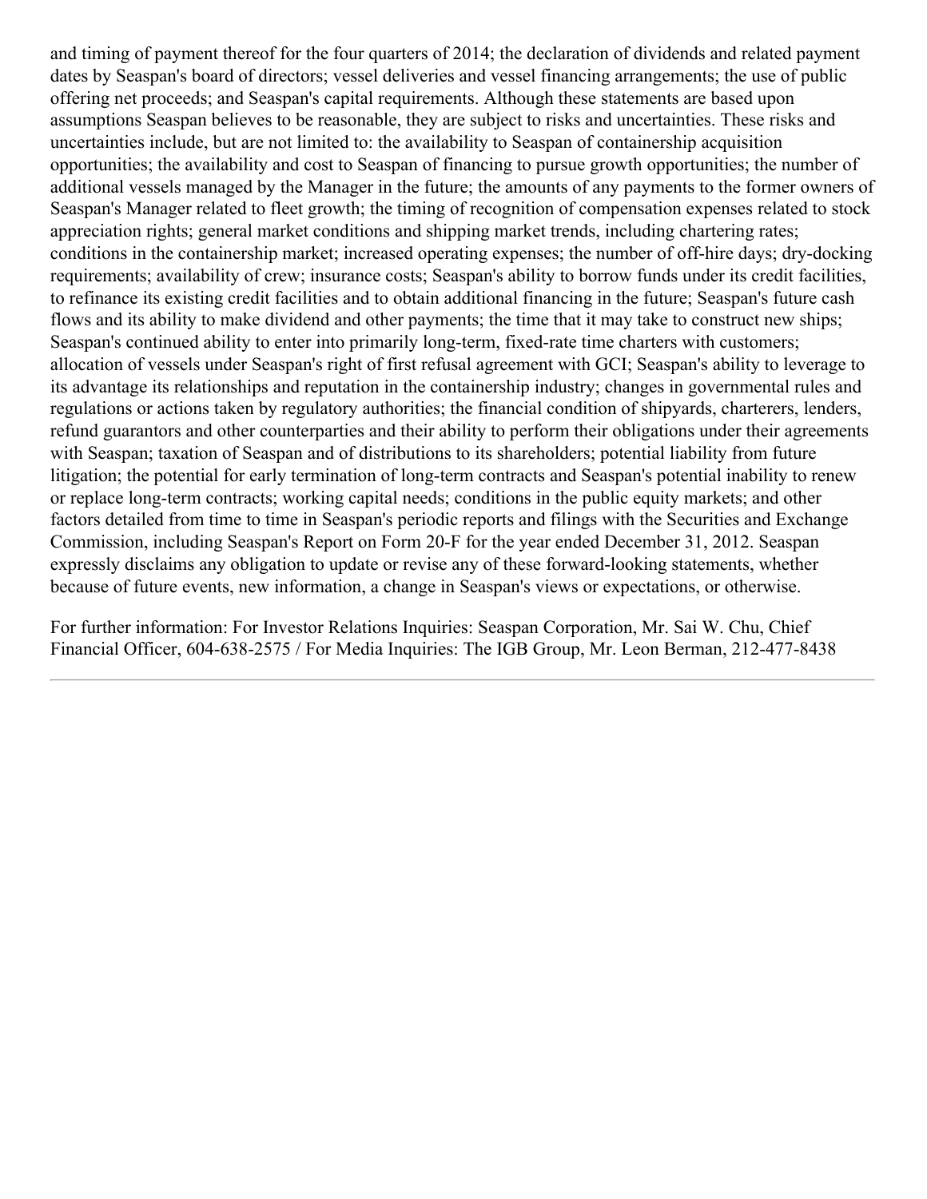and timing of payment thereof for the four quarters of 2014; the declaration of dividends and related payment dates by Seaspan's board of directors; vessel deliveries and vessel financing arrangements; the use of public offering net proceeds; and Seaspan's capital requirements. Although these statements are based upon assumptions Seaspan believes to be reasonable, they are subject to risks and uncertainties. These risks and uncertainties include, but are not limited to: the availability to Seaspan of containership acquisition opportunities; the availability and cost to Seaspan of financing to pursue growth opportunities; the number of additional vessels managed by the Manager in the future; the amounts of any payments to the former owners of Seaspan's Manager related to fleet growth; the timing of recognition of compensation expenses related to stock appreciation rights; general market conditions and shipping market trends, including chartering rates; conditions in the containership market; increased operating expenses; the number of off-hire days; dry-docking requirements; availability of crew; insurance costs; Seaspan's ability to borrow funds under its credit facilities, to refinance its existing credit facilities and to obtain additional financing in the future; Seaspan's future cash flows and its ability to make dividend and other payments; the time that it may take to construct new ships; Seaspan's continued ability to enter into primarily long-term, fixed-rate time charters with customers; allocation of vessels under Seaspan's right of first refusal agreement with GCI; Seaspan's ability to leverage to its advantage its relationships and reputation in the containership industry; changes in governmental rules and regulations or actions taken by regulatory authorities; the financial condition of shipyards, charterers, lenders, refund guarantors and other counterparties and their ability to perform their obligations under their agreements with Seaspan; taxation of Seaspan and of distributions to its shareholders; potential liability from future litigation; the potential for early termination of long-term contracts and Seaspan's potential inability to renew or replace long-term contracts; working capital needs; conditions in the public equity markets; and other factors detailed from time to time in Seaspan's periodic reports and filings with the Securities and Exchange Commission, including Seaspan's Report on Form 20-F for the year ended December 31, 2012. Seaspan expressly disclaims any obligation to update or revise any of these forward-looking statements, whether because of future events, new information, a change in Seaspan's views or expectations, or otherwise.

For further information: For Investor Relations Inquiries: Seaspan Corporation, Mr. Sai W. Chu, Chief Financial Officer, 604-638-2575 / For Media Inquiries: The IGB Group, Mr. Leon Berman, 212-477-8438